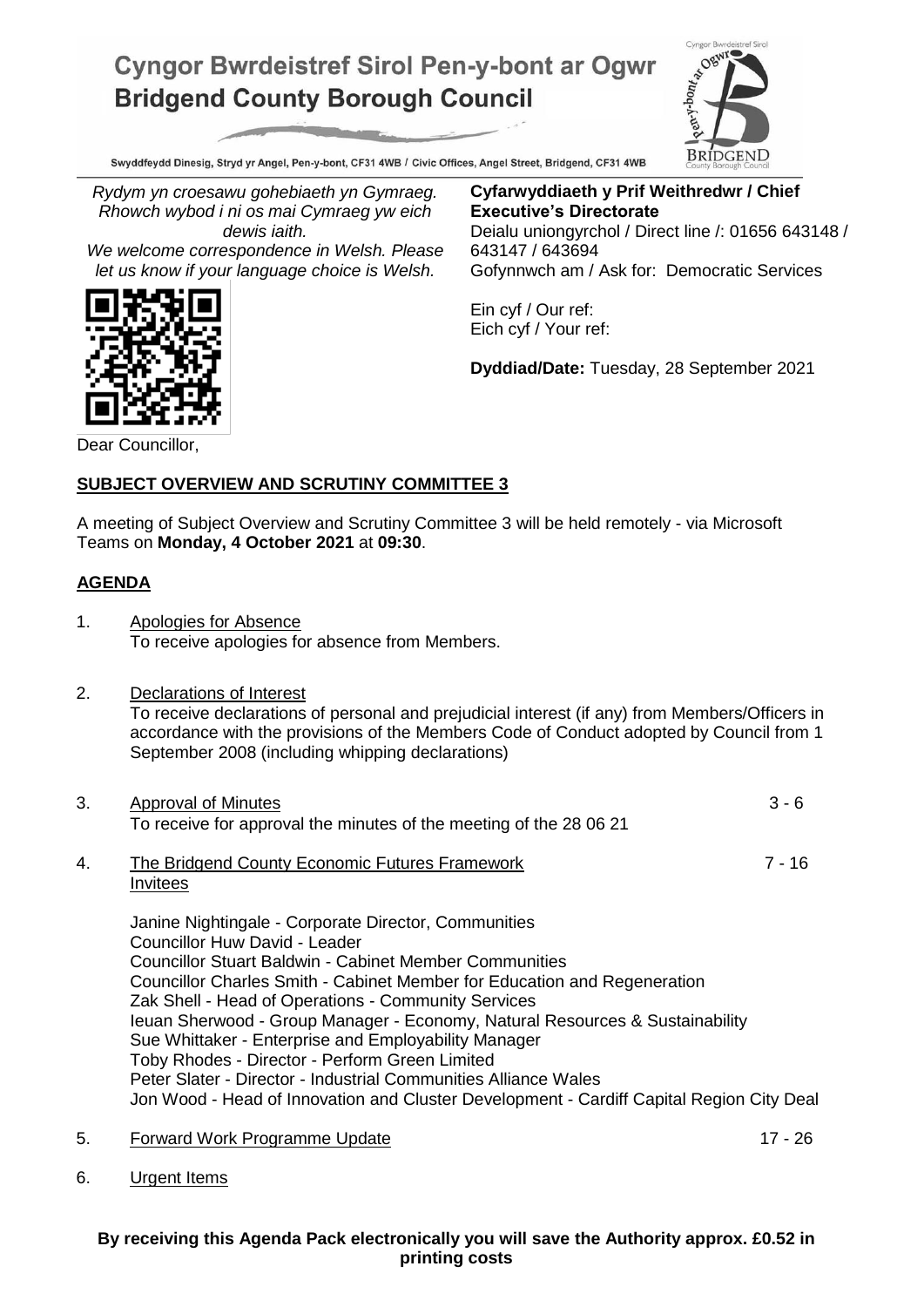# Cyngor Bwrdeistref Sirol Pen-y-bont ar Ogwr
# Bridgend County Borough Council

Swyddfeydd Dinesig, Stryd yr Angel, Pen-y-bont, CF31 4WB / Civic Offices, Angel Street, Bridgend, CF31 4WB

*Rydym yn croesawu gohebiaeth yn Gymraeg. Rhowch wybod i ni os mai Cymraeg yw eich dewis iaith.*
*We welcome correspondence in Welsh. Please let us know if your language choice is Welsh.*

**Cyfarwyddiaeth y Prif Weithredwr / Chief Executive's Directorate**
Deialu uniongyrchol / Direct line /: 01656 643148 / 643147 / 643694
Gofynnwch am / Ask for: Democratic Services

Ein cyf / Our ref:
Eich cyf / Your ref:

**Dyddiad/Date:** Tuesday, 28 September 2021

Dear Councillor,

## SUBJECT OVERVIEW AND SCRUTINY COMMITTEE 3

A meeting of Subject Overview and Scrutiny Committee 3 will be held remotely - via Microsoft Teams on **Monday, 4 October 2021** at **09:30**.

## AGENDA

1. Apologies for Absence
   To receive apologies for absence from Members.

2. Declarations of Interest
   To receive declarations of personal and prejudicial interest (if any) from Members/Officers in accordance with the provisions of the Members Code of Conduct adopted by Council from 1 September 2008 (including whipping declarations)

3. Approval of Minutes — 3 - 6
   To receive for approval the minutes of the meeting of the 28 06 21

4. The Bridgend County Economic Futures Framework — 7 - 16
   Invitees

   Janine Nightingale - Corporate Director, Communities
   Councillor Huw David - Leader
   Councillor Stuart Baldwin - Cabinet Member Communities
   Councillor Charles Smith - Cabinet Member for Education and Regeneration
   Zak Shell - Head of Operations - Community Services
   Ieuan Sherwood - Group Manager - Economy, Natural Resources & Sustainability
   Sue Whittaker - Enterprise and Employability Manager
   Toby Rhodes - Director - Perform Green Limited
   Peter Slater - Director - Industrial Communities Alliance Wales
   Jon Wood - Head of Innovation and Cluster Development - Cardiff Capital Region City Deal

5. Forward Work Programme Update — 17 - 26

6. Urgent Items

**By receiving this Agenda Pack electronically you will save the Authority approx. £0.52 in printing costs**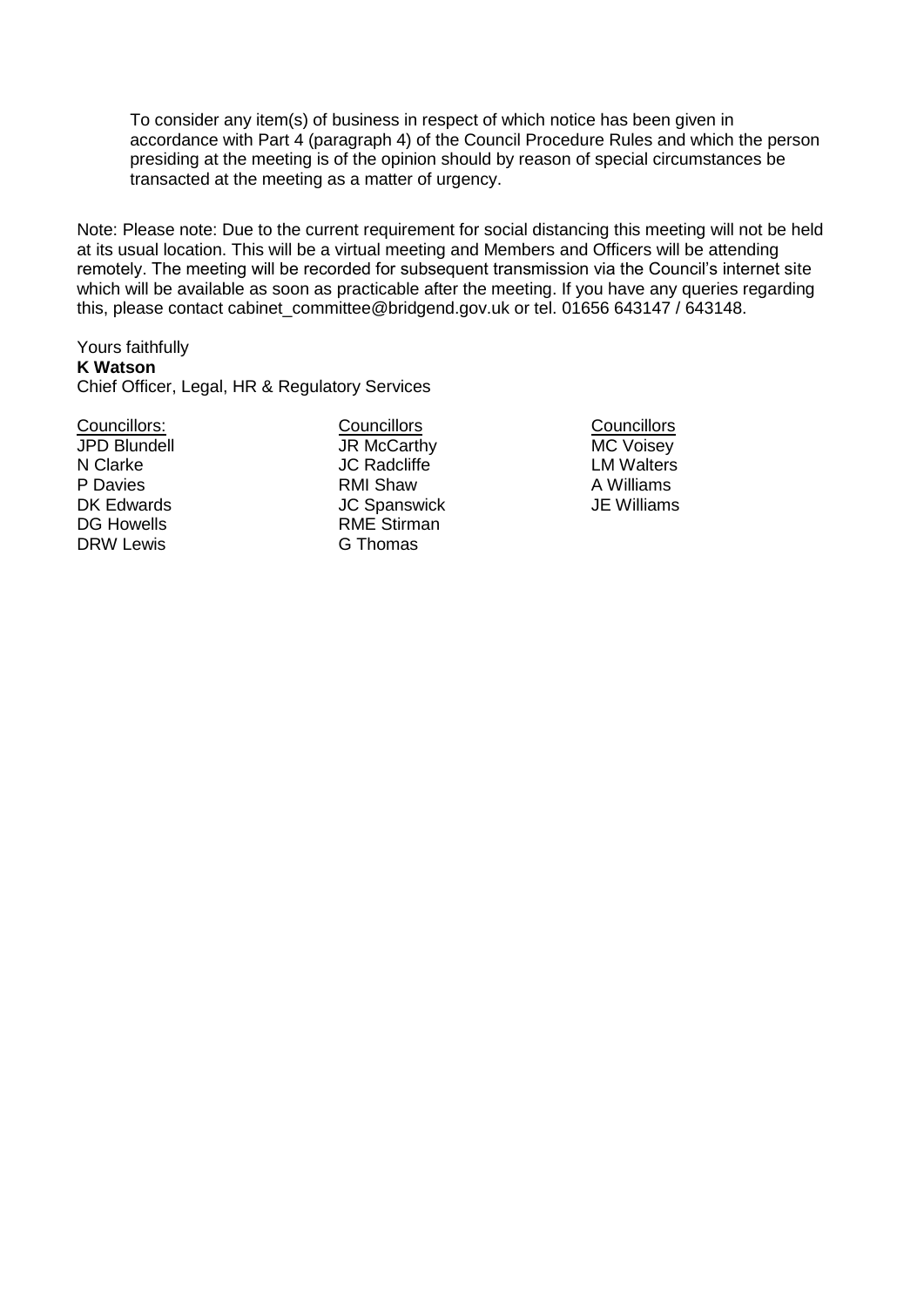To consider any item(s) of business in respect of which notice has been given in accordance with Part 4 (paragraph 4) of the Council Procedure Rules and which the person presiding at the meeting is of the opinion should by reason of special circumstances be transacted at the meeting as a matter of urgency.

Note: Please note: Due to the current requirement for social distancing this meeting will not be held at its usual location. This will be a virtual meeting and Members and Officers will be attending remotely. The meeting will be recorded for subsequent transmission via the Council's internet site which will be available as soon as practicable after the meeting. If you have any queries regarding this, please contact cabinet_committee@bridgend.gov.uk or tel. 01656 643147 / 643148.

Yours faithfully
**K Watson**
Chief Officer, Legal, HR & Regulatory Services

| Councillors: | Councillors | Councillors |
|---|---|---|
| JPD Blundell | JR McCarthy | MC Voisey |
| N Clarke | JC Radcliffe | LM Walters |
| P Davies | RMI Shaw | A Williams |
| DK Edwards | JC Spanswick | JE Williams |
| DG Howells | RME Stirman | |
| DRW Lewis | G Thomas | |